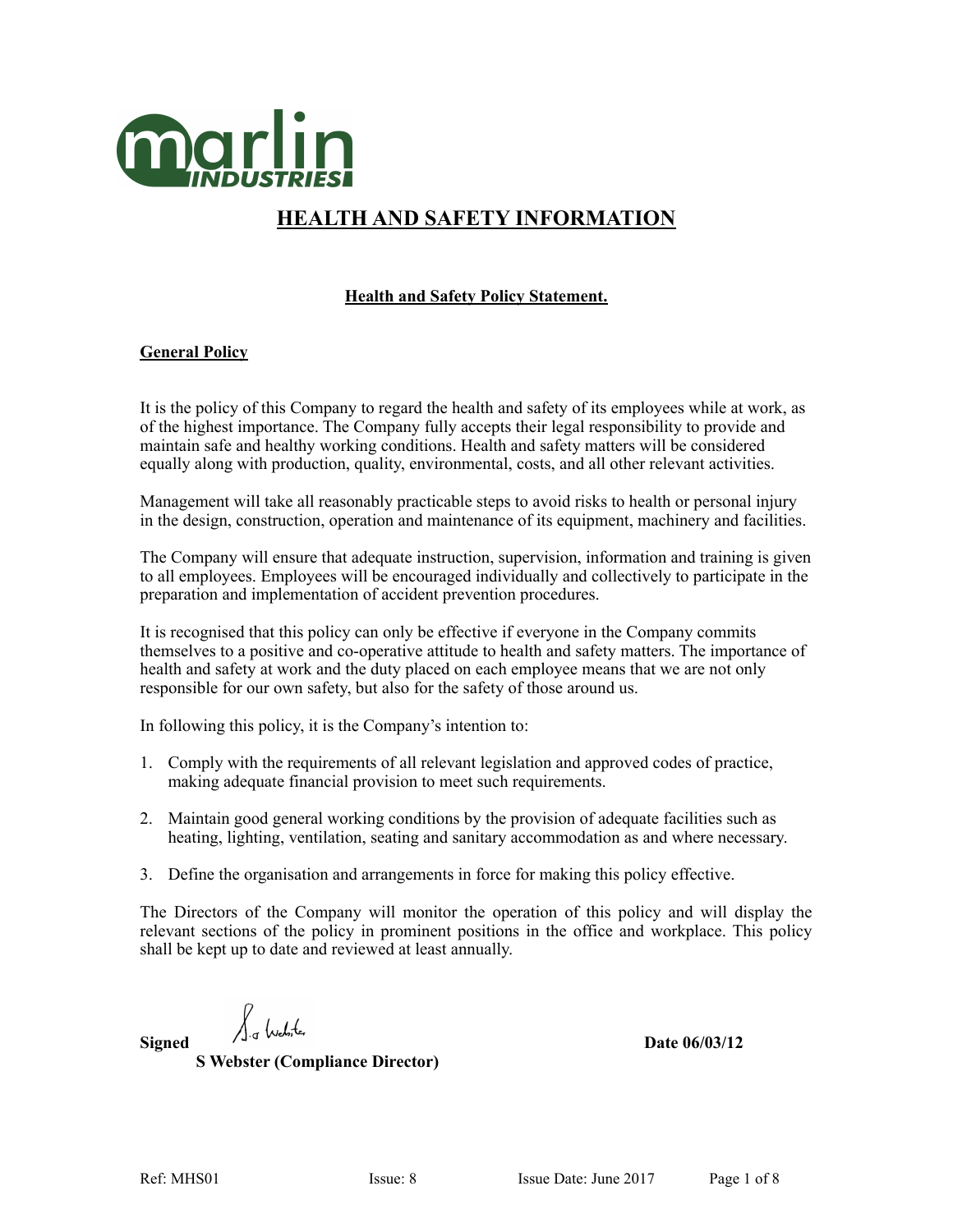marlin INDUSTRIES

# HEALTH AND SAFETY INFORMATION

## Health and Safety Policy Statement.

### General Policy

It is the policy of this Company to regard the health and safety of its employees while at work, as of the highest importance. The Company fully accepts their legal responsibility to provide and maintain safe and healthy working conditions. Health and safety matters will be considered equally along with production, quality, environmental, costs, and all other relevant activities.

Management will take all reasonably practicable steps to avoid risks to health or personal injury in the design, construction, operation and maintenance of its equipment, machinery and facilities.

The Company will ensure that adequate instruction, supervision, information and training is given to all employees. Employees will be encouraged individually and collectively to participate in the preparation and implementation of accident prevention procedures.

It is recognised that this policy can only be effective if everyone in the Company commits themselves to a positive and co-operative attitude to health and safety matters. The importance of health and safety at work and the duty placed on each employee means that we are not only responsible for our own safety, but also for the safety of those around us.

In following this policy, it is the Company's intention to:

1. Comply with the requirements of all relevant legislation and approved codes of practice, making adequate financial provision to meet such requirements.
2. Maintain good general working conditions by the provision of adequate facilities such as heating, lighting, ventilation, seating and sanitary accommodation as and where necessary.
3. Define the organisation and arrangements in force for making this policy effective.

The Directors of the Company will monitor the operation of this policy and will display the relevant sections of the policy in prominent positions in the office and workplace. This policy shall be kept up to date and reviewed at least annually.

**Signed** S Webster **Date 06/03/12**

**S Webster (Compliance Director)**

Ref: MHS01 Issue: 8 Issue Date: June 2017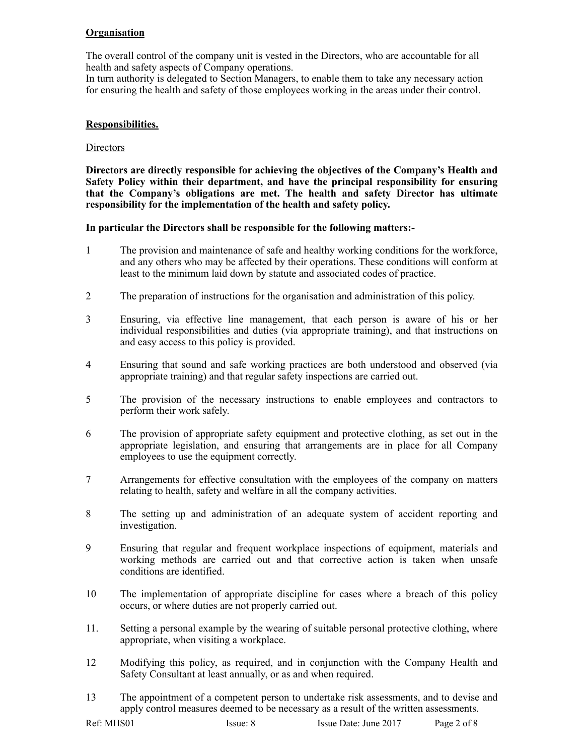## Organisation

The overall control of the company unit is vested in the Directors, who are accountable for all health and safety aspects of Company operations.
In turn authority is delegated to Section Managers, to enable them to take any necessary action for ensuring the health and safety of those employees working in the areas under their control.

## Responsibilities.

### Directors

**Directors are directly responsible for achieving the objectives of the Company's Health and Safety Policy within their department, and have the principal responsibility for ensuring that the Company's obligations are met. The health and safety Director has ultimate responsibility for the implementation of the health and safety policy.**

**In particular the Directors shall be responsible for the following matters:-**

1 The provision and maintenance of safe and healthy working conditions for the workforce, and any others who may be affected by their operations. These conditions will conform at least to the minimum laid down by statute and associated codes of practice.

2 The preparation of instructions for the organisation and administration of this policy.

3 Ensuring, via effective line management, that each person is aware of his or her individual responsibilities and duties (via appropriate training), and that instructions on and easy access to this policy is provided.

4 Ensuring that sound and safe working practices are both understood and observed (via appropriate training) and that regular safety inspections are carried out.

5 The provision of the necessary instructions to enable employees and contractors to perform their work safely.

6 The provision of appropriate safety equipment and protective clothing, as set out in the appropriate legislation, and ensuring that arrangements are in place for all Company employees to use the equipment correctly.

7 Arrangements for effective consultation with the employees of the company on matters relating to health, safety and welfare in all the company activities.

8 The setting up and administration of an adequate system of accident reporting and investigation.

9 Ensuring that regular and frequent workplace inspections of equipment, materials and working methods are carried out and that corrective action is taken when unsafe conditions are identified.

10 The implementation of appropriate discipline for cases where a breach of this policy occurs, or where duties are not properly carried out.

11. Setting a personal example by the wearing of suitable personal protective clothing, where appropriate, when visiting a workplace.

12 Modifying this policy, as required, and in conjunction with the Company Health and Safety Consultant at least annually, or as and when required.

13 The appointment of a competent person to undertake risk assessments, and to devise and apply control measures deemed to be necessary as a result of the written assessments.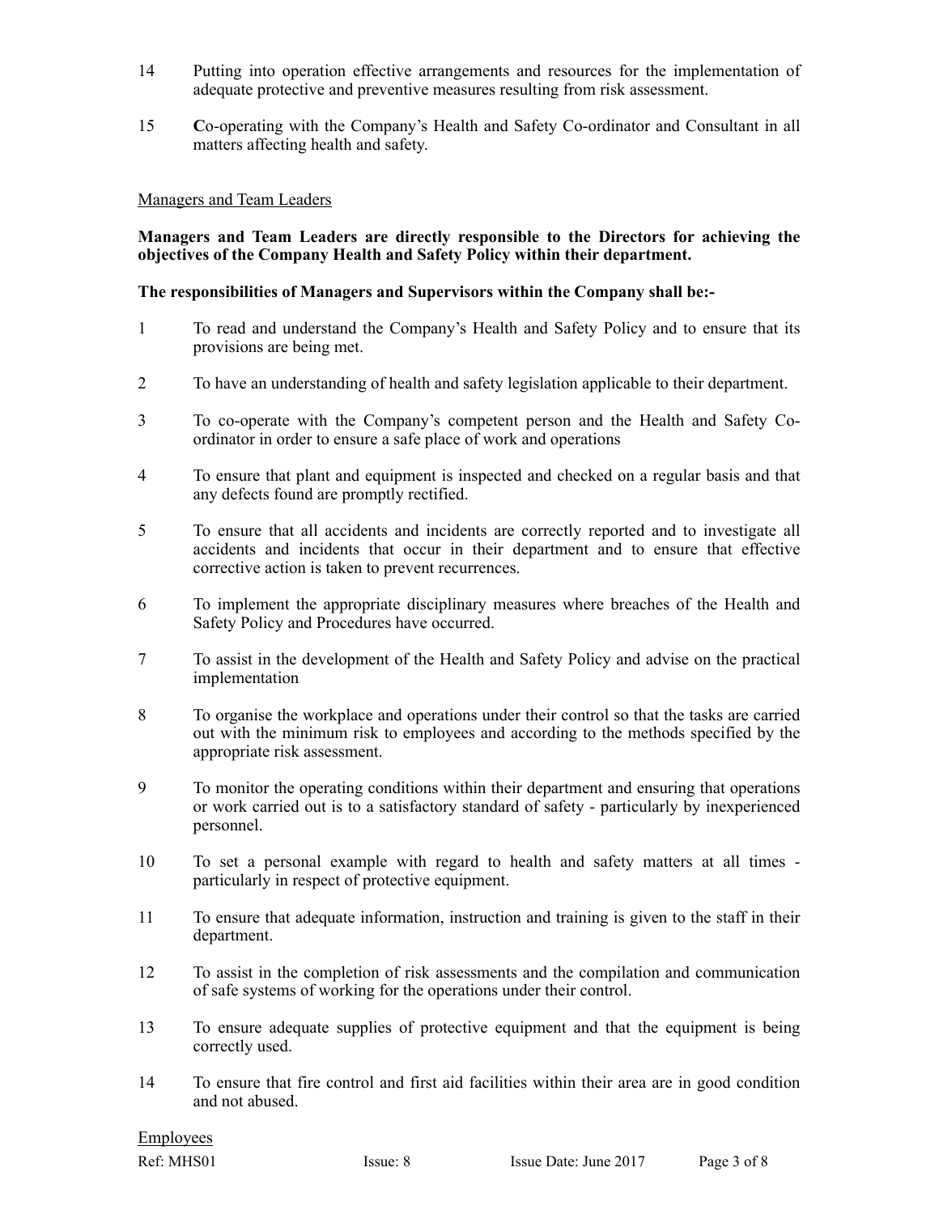14 Putting into operation effective arrangements and resources for the implementation of adequate protective and preventive measures resulting from risk assessment.

15 **C**o-operating with the Company's Health and Safety Co-ordinator and Consultant in all matters affecting health and safety.

<u>Managers and Team Leaders</u>

**Managers and Team Leaders are directly responsible to the Directors for achieving the objectives of the Company Health and Safety Policy within their department.**

**The responsibilities of Managers and Supervisors within the Company shall be:-**

1 To read and understand the Company's Health and Safety Policy and to ensure that its provisions are being met.

2 To have an understanding of health and safety legislation applicable to their department.

3 To co-operate with the Company's competent person and the Health and Safety Co-ordinator in order to ensure a safe place of work and operations

4 To ensure that plant and equipment is inspected and checked on a regular basis and that any defects found are promptly rectified.

5 To ensure that all accidents and incidents are correctly reported and to investigate all accidents and incidents that occur in their department and to ensure that effective corrective action is taken to prevent recurrences.

6 To implement the appropriate disciplinary measures where breaches of the Health and Safety Policy and Procedures have occurred.

7 To assist in the development of the Health and Safety Policy and advise on the practical implementation

8 To organise the workplace and operations under their control so that the tasks are carried out with the minimum risk to employees and according to the methods specified by the appropriate risk assessment.

9 To monitor the operating conditions within their department and ensuring that operations or work carried out is to a satisfactory standard of safety - particularly by inexperienced personnel.

10 To set a personal example with regard to health and safety matters at all times - particularly in respect of protective equipment.

11 To ensure that adequate information, instruction and training is given to the staff in their department.

12 To assist in the completion of risk assessments and the compilation and communication of safe systems of working for the operations under their control.

13 To ensure adequate supplies of protective equipment and that the equipment is being correctly used.

14 To ensure that fire control and first aid facilities within their area are in good condition and not abused.

<u>Employees</u>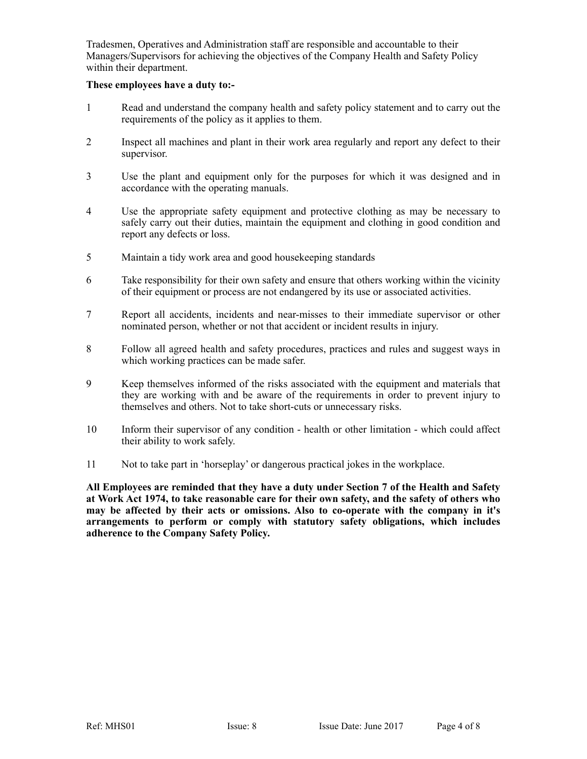Tradesmen, Operatives and Administration staff are responsible and accountable to their Managers/Supervisors for achieving the objectives of the Company Health and Safety Policy within their department.

**These employees have a duty to:-**

1. Read and understand the company health and safety policy statement and to carry out the requirements of the policy as it applies to them.
2. Inspect all machines and plant in their work area regularly and report any defect to their supervisor.
3. Use the plant and equipment only for the purposes for which it was designed and in accordance with the operating manuals.
4. Use the appropriate safety equipment and protective clothing as may be necessary to safely carry out their duties, maintain the equipment and clothing in good condition and report any defects or loss.
5. Maintain a tidy work area and good housekeeping standards
6. Take responsibility for their own safety and ensure that others working within the vicinity of their equipment or process are not endangered by its use or associated activities.
7. Report all accidents, incidents and near-misses to their immediate supervisor or other nominated person, whether or not that accident or incident results in injury.
8. Follow all agreed health and safety procedures, practices and rules and suggest ways in which working practices can be made safer.
9. Keep themselves informed of the risks associated with the equipment and materials that they are working with and be aware of the requirements in order to prevent injury to themselves and others. Not to take short-cuts or unnecessary risks.
10. Inform their supervisor of any condition - health or other limitation - which could affect their ability to work safely.
11. Not to take part in 'horseplay' or dangerous practical jokes in the workplace.

**All Employees are reminded that they have a duty under Section 7 of the Health and Safety at Work Act 1974, to take reasonable care for their own safety, and the safety of others who may be affected by their acts or omissions. Also to co-operate with the company in it's arrangements to perform or comply with statutory safety obligations, which includes adherence to the Company Safety Policy.**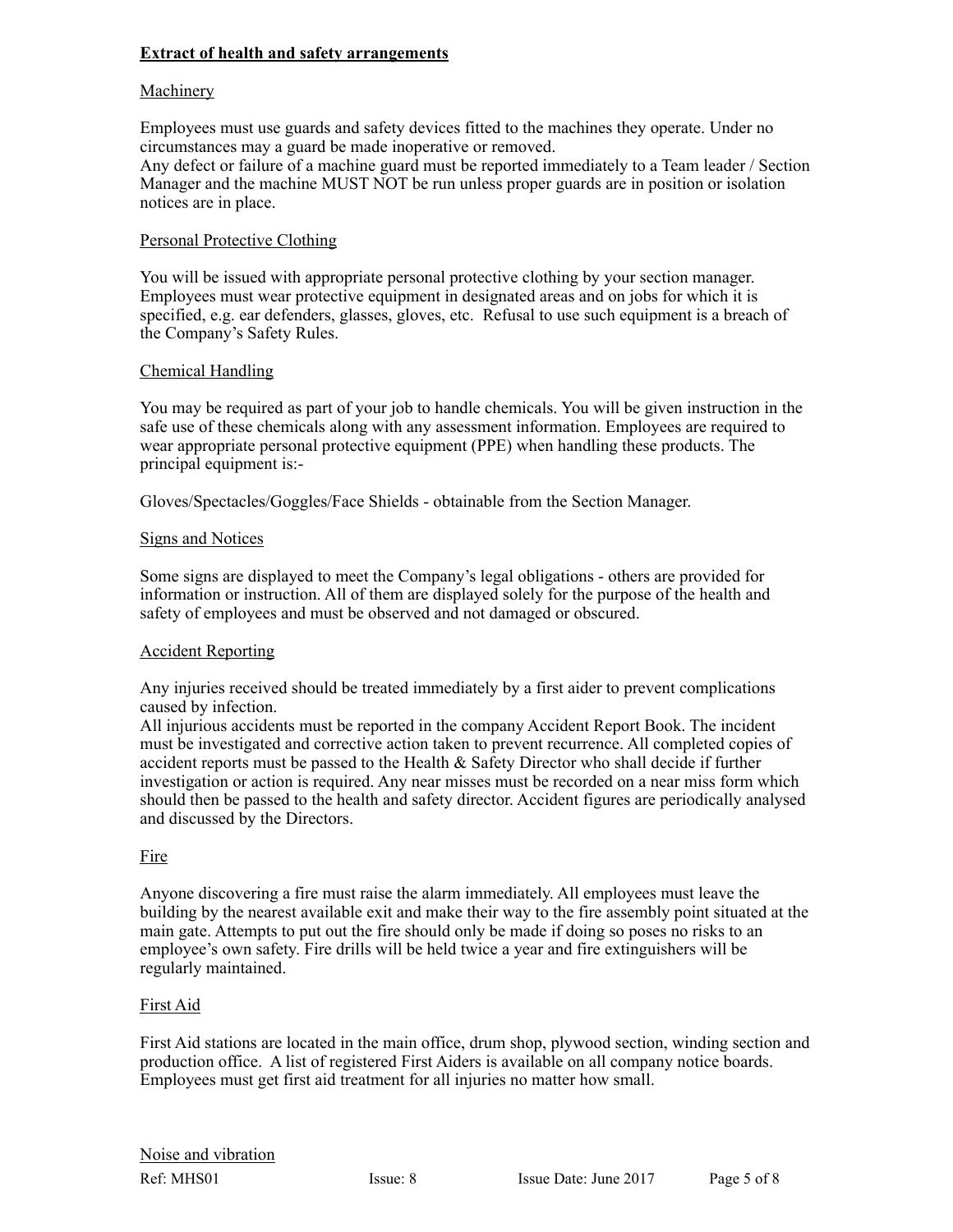## Extract of health and safety arrangements

### Machinery

Employees must use guards and safety devices fitted to the machines they operate. Under no circumstances may a guard be made inoperative or removed.
Any defect or failure of a machine guard must be reported immediately to a Team leader / Section Manager and the machine MUST NOT be run unless proper guards are in position or isolation notices are in place.

### Personal Protective Clothing

You will be issued with appropriate personal protective clothing by your section manager. Employees must wear protective equipment in designated areas and on jobs for which it is specified, e.g. ear defenders, glasses, gloves, etc. Refusal to use such equipment is a breach of the Company's Safety Rules.

### Chemical Handling

You may be required as part of your job to handle chemicals. You will be given instruction in the safe use of these chemicals along with any assessment information. Employees are required to wear appropriate personal protective equipment (PPE) when handling these products. The principal equipment is:-

Gloves/Spectacles/Goggles/Face Shields - obtainable from the Section Manager.

### Signs and Notices

Some signs are displayed to meet the Company's legal obligations - others are provided for information or instruction. All of them are displayed solely for the purpose of the health and safety of employees and must be observed and not damaged or obscured.

### Accident Reporting

Any injuries received should be treated immediately by a first aider to prevent complications caused by infection.
All injurious accidents must be reported in the company Accident Report Book. The incident must be investigated and corrective action taken to prevent recurrence. All completed copies of accident reports must be passed to the Health & Safety Director who shall decide if further investigation or action is required. Any near misses must be recorded on a near miss form which should then be passed to the health and safety director. Accident figures are periodically analysed and discussed by the Directors.

### Fire

Anyone discovering a fire must raise the alarm immediately. All employees must leave the building by the nearest available exit and make their way to the fire assembly point situated at the main gate. Attempts to put out the fire should only be made if doing so poses no risks to an employee's own safety. Fire drills will be held twice a year and fire extinguishers will be regularly maintained.

### First Aid

First Aid stations are located in the main office, drum shop, plywood section, winding section and production office. A list of registered First Aiders is available on all company notice boards. Employees must get first aid treatment for all injuries no matter how small.

### Noise and vibration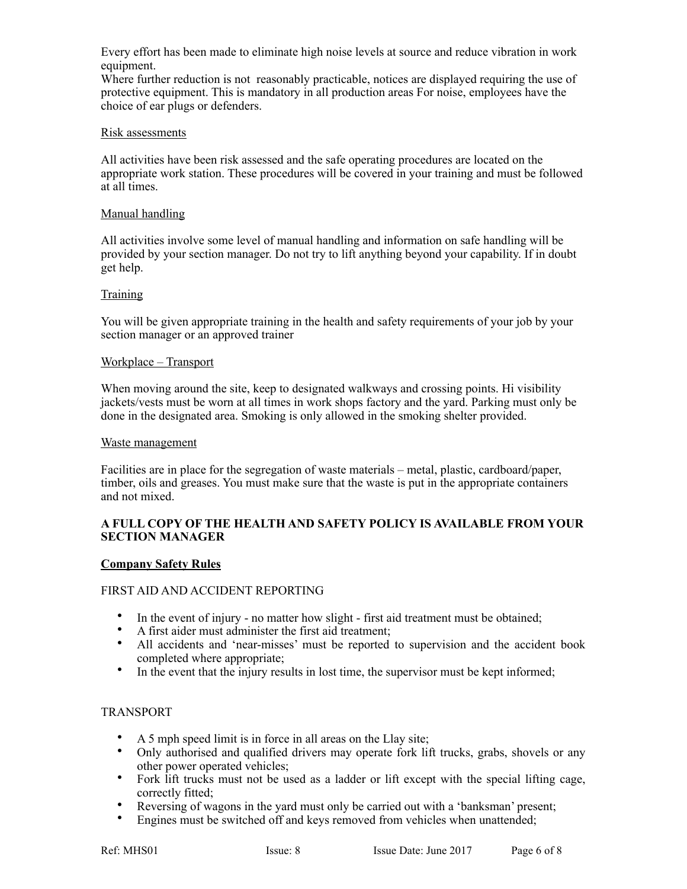Every effort has been made to eliminate high noise levels at source and reduce vibration in work equipment.
Where further reduction is not reasonably practicable, notices are displayed requiring the use of protective equipment. This is mandatory in all production areas For noise, employees have the choice of ear plugs or defenders.

Risk assessments

All activities have been risk assessed and the safe operating procedures are located on the appropriate work station. These procedures will be covered in your training and must be followed at all times.

Manual handling

All activities involve some level of manual handling and information on safe handling will be provided by your section manager. Do not try to lift anything beyond your capability. If in doubt get help.

Training

You will be given appropriate training in the health and safety requirements of your job by your section manager or an approved trainer

Workplace – Transport

When moving around the site, keep to designated walkways and crossing points. Hi visibility jackets/vests must be worn at all times in work shops factory and the yard. Parking must only be done in the designated area. Smoking is only allowed in the smoking shelter provided.

Waste management

Facilities are in place for the segregation of waste materials – metal, plastic, cardboard/paper, timber, oils and greases. You must make sure that the waste is put in the appropriate containers and not mixed.

**A FULL COPY OF THE HEALTH AND SAFETY POLICY IS AVAILABLE FROM YOUR SECTION MANAGER**

**Company Safety Rules**

FIRST AID AND ACCIDENT REPORTING

- In the event of injury - no matter how slight - first aid treatment must be obtained;
- A first aider must administer the first aid treatment;
- All accidents and 'near-misses' must be reported to supervision and the accident book completed where appropriate;
- In the event that the injury results in lost time, the supervisor must be kept informed;

TRANSPORT

- A 5 mph speed limit is in force in all areas on the Llay site;
- Only authorised and qualified drivers may operate fork lift trucks, grabs, shovels or any other power operated vehicles;
- Fork lift trucks must not be used as a ladder or lift except with the special lifting cage, correctly fitted;
- Reversing of wagons in the yard must only be carried out with a 'banksman' present;
- Engines must be switched off and keys removed from vehicles when unattended;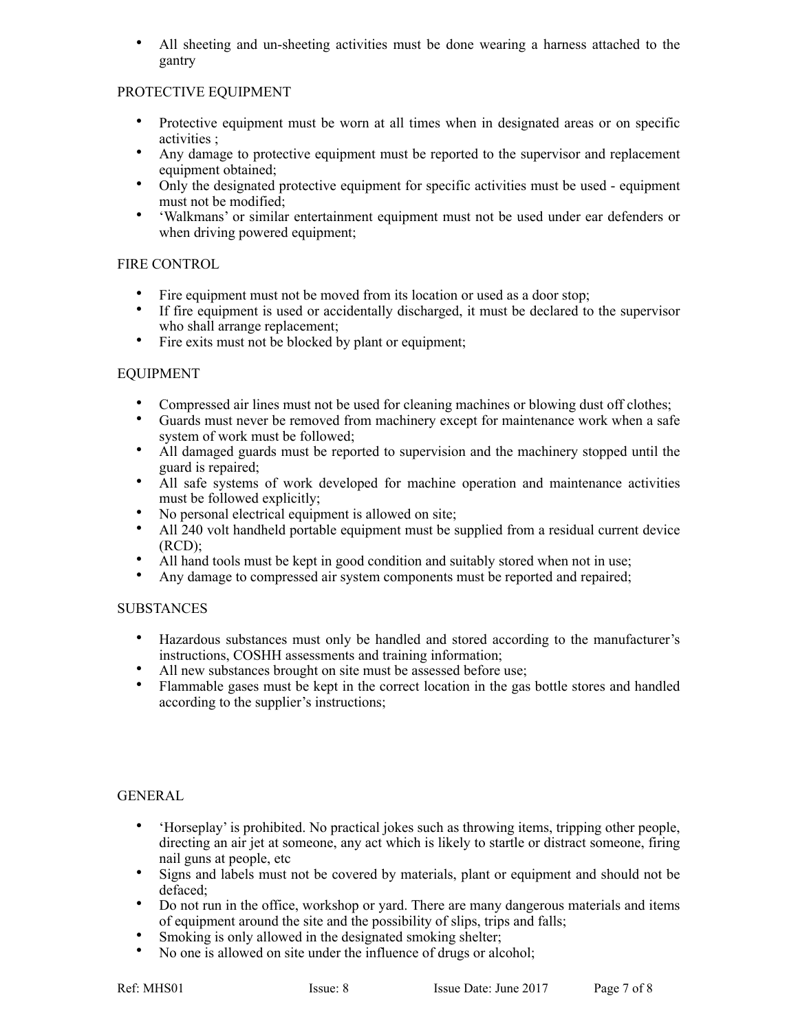- All sheeting and un-sheeting activities must be done wearing a harness attached to the gantry

## PROTECTIVE EQUIPMENT

- Protective equipment must be worn at all times when in designated areas or on specific activities ;
- Any damage to protective equipment must be reported to the supervisor and replacement equipment obtained;
- Only the designated protective equipment for specific activities must be used - equipment must not be modified;
- 'Walkmans' or similar entertainment equipment must not be used under ear defenders or when driving powered equipment;

## FIRE CONTROL

- Fire equipment must not be moved from its location or used as a door stop;
- If fire equipment is used or accidentally discharged, it must be declared to the supervisor who shall arrange replacement;
- Fire exits must not be blocked by plant or equipment;

## EQUIPMENT

- Compressed air lines must not be used for cleaning machines or blowing dust off clothes;
- Guards must never be removed from machinery except for maintenance work when a safe system of work must be followed;
- All damaged guards must be reported to supervision and the machinery stopped until the guard is repaired;
- All safe systems of work developed for machine operation and maintenance activities must be followed explicitly;
- No personal electrical equipment is allowed on site;
- All 240 volt handheld portable equipment must be supplied from a residual current device (RCD);
- All hand tools must be kept in good condition and suitably stored when not in use;
- Any damage to compressed air system components must be reported and repaired;

## SUBSTANCES

- Hazardous substances must only be handled and stored according to the manufacturer's instructions, COSHH assessments and training information;
- All new substances brought on site must be assessed before use;
- Flammable gases must be kept in the correct location in the gas bottle stores and handled according to the supplier's instructions;

## GENERAL

- 'Horseplay' is prohibited. No practical jokes such as throwing items, tripping other people, directing an air jet at someone, any act which is likely to startle or distract someone, firing nail guns at people, etc
- Signs and labels must not be covered by materials, plant or equipment and should not be defaced;
- Do not run in the office, workshop or yard. There are many dangerous materials and items of equipment around the site and the possibility of slips, trips and falls;
- Smoking is only allowed in the designated smoking shelter;
- No one is allowed on site under the influence of drugs or alcohol;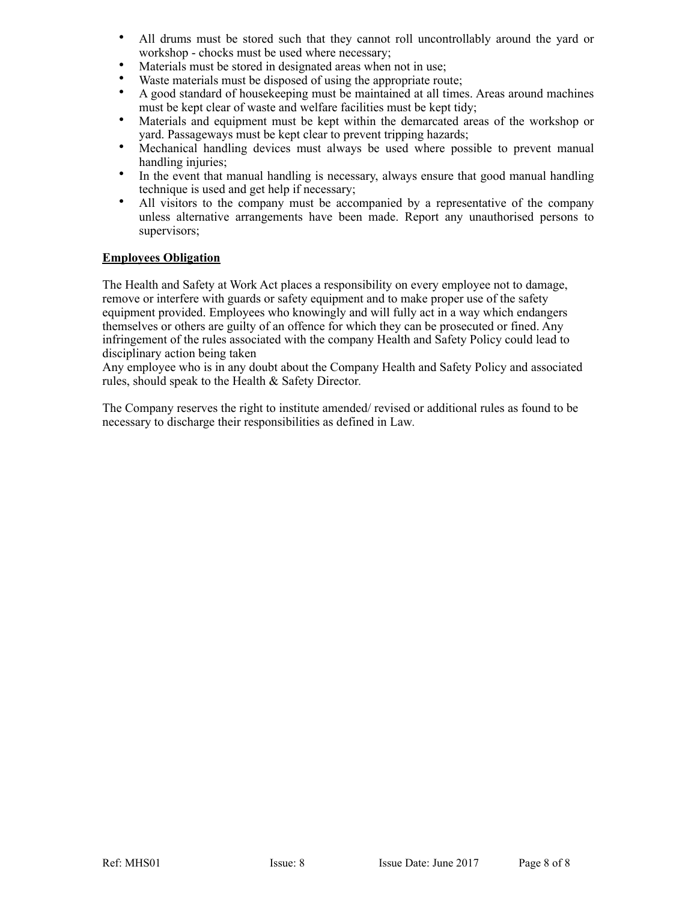- All drums must be stored such that they cannot roll uncontrollably around the yard or workshop - chocks must be used where necessary;
- Materials must be stored in designated areas when not in use;
- Waste materials must be disposed of using the appropriate route;
- A good standard of housekeeping must be maintained at all times. Areas around machines must be kept clear of waste and welfare facilities must be kept tidy;
- Materials and equipment must be kept within the demarcated areas of the workshop or yard. Passageways must be kept clear to prevent tripping hazards;
- Mechanical handling devices must always be used where possible to prevent manual handling injuries;
- In the event that manual handling is necessary, always ensure that good manual handling technique is used and get help if necessary;
- All visitors to the company must be accompanied by a representative of the company unless alternative arrangements have been made. Report any unauthorised persons to supervisors;

**Employees Obligation**

The Health and Safety at Work Act places a responsibility on every employee not to damage, remove or interfere with guards or safety equipment and to make proper use of the safety equipment provided. Employees who knowingly and will fully act in a way which endangers themselves or others are guilty of an offence for which they can be prosecuted or fined. Any infringement of the rules associated with the company Health and Safety Policy could lead to disciplinary action being taken
Any employee who is in any doubt about the Company Health and Safety Policy and associated rules, should speak to the Health & Safety Director.

The Company reserves the right to institute amended/ revised or additional rules as found to be necessary to discharge their responsibilities as defined in Law.